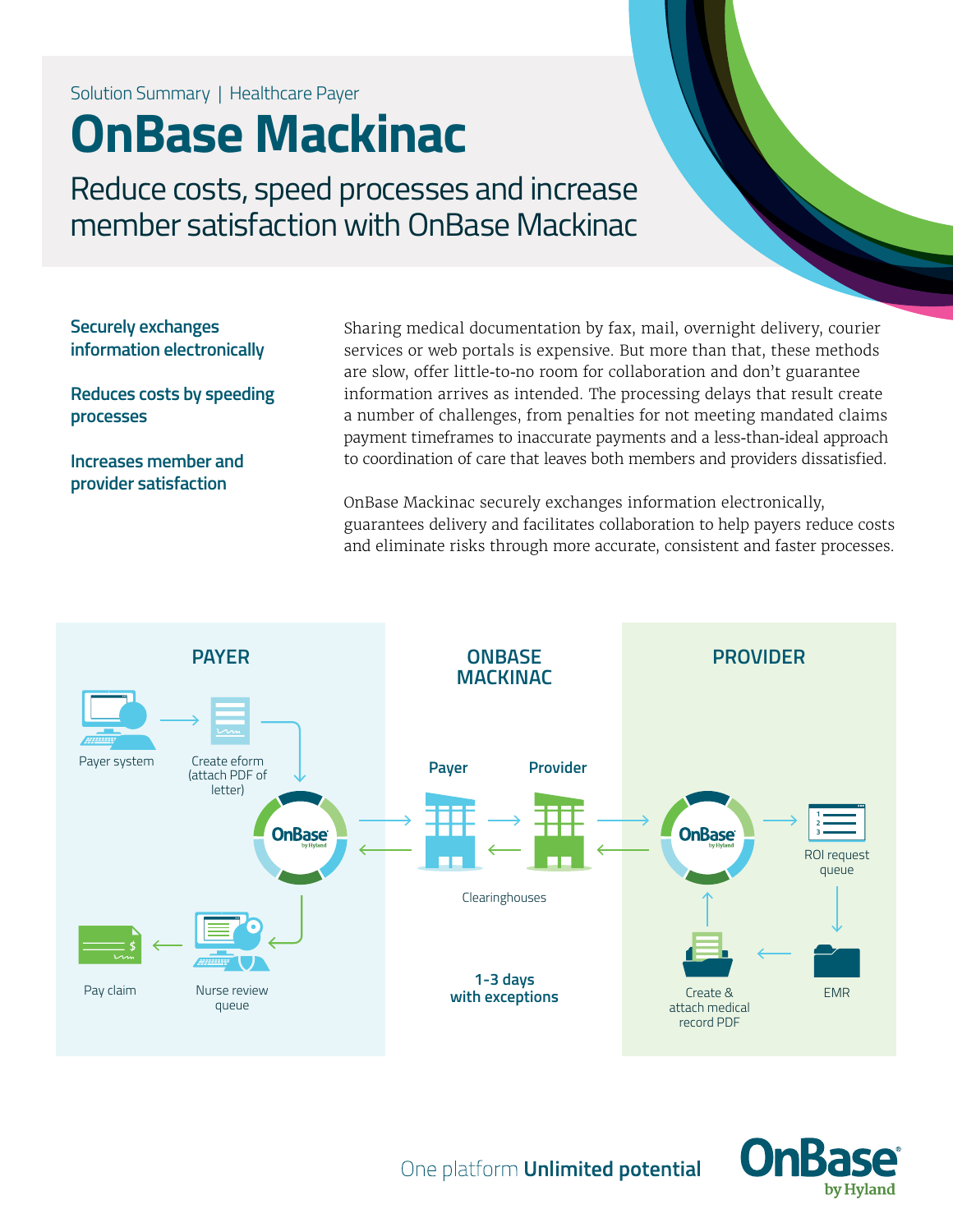Solution Summary | Healthcare Payer

# OnBase Mackinac

## Reduce costs, speed processes and increase member satisfaction with OnBase Mackinac

**Securely exchanges information electronically**

**Reduces costs by speeding processes**

**Increases member and provider satisfaction**

Sharing medical documentation by fax, mail, overnight delivery, courier services or web portals is expensive. But more than that, these methods are slow, offer little-to-no room for collaboration and don't guarantee information arrives as intended. The processing delays that result create a number of challenges, from penalties for not meeting mandated claims payment timeframes to inaccurate payments and a less-than-ideal approach to coordination of care that leaves both members and providers dissatisfied.

OnBase Mackinac securely exchanges information electronically, guarantees delivery and facilitates collaboration to help payers reduce costs and eliminate risks through more accurate, consistent and faster processes.

**PAYER**

Payer system → Create eform (attach PDF of letter) → OnBase → Nurse review queue → Pay claim

**ONBASE MACKINAC**

Payer ⇄ Provider

Clearinghouses

**1-3 days with exceptions**

**PROVIDER**

OnBase → ROI request queue → EMR → Create & attach medical record PDF → OnBase

One platform **Unlimited potential**

OnBase by Hyland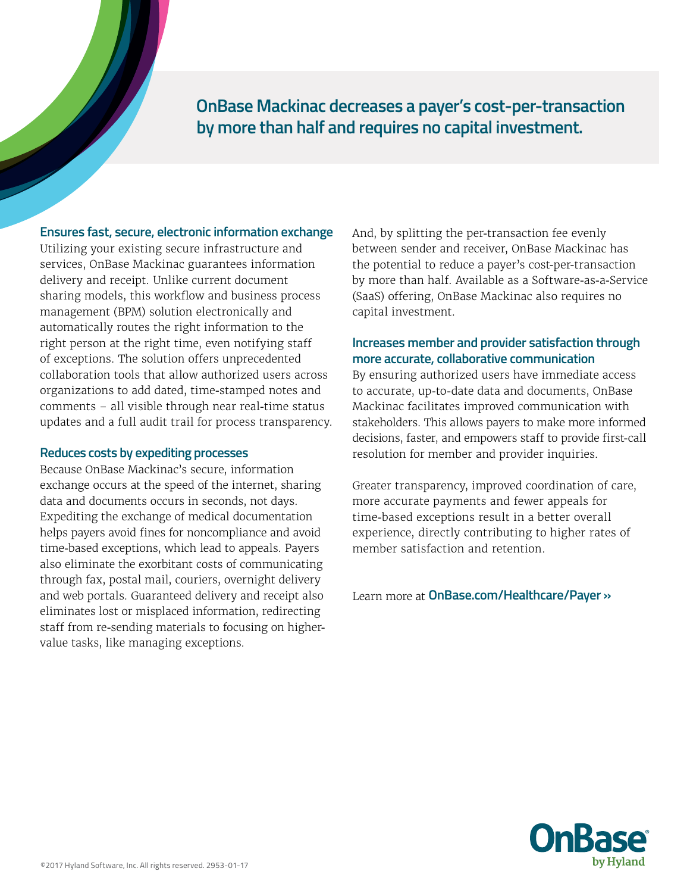## OnBase Mackinac decreases a payer's cost-per-transaction by more than half and requires no capital investment.

### Ensures fast, secure, electronic information exchange

Utilizing your existing secure infrastructure and services, OnBase Mackinac guarantees information delivery and receipt. Unlike current document sharing models, this workflow and business process management (BPM) solution electronically and automatically routes the right information to the right person at the right time, even notifying staff of exceptions. The solution offers unprecedented collaboration tools that allow authorized users across organizations to add dated, time-stamped notes and comments – all visible through near real-time status updates and a full audit trail for process transparency.

### Reduces costs by expediting processes

Because OnBase Mackinac's secure, information exchange occurs at the speed of the internet, sharing data and documents occurs in seconds, not days. Expediting the exchange of medical documentation helps payers avoid fines for noncompliance and avoid time-based exceptions, which lead to appeals. Payers also eliminate the exorbitant costs of communicating through fax, postal mail, couriers, overnight delivery and web portals. Guaranteed delivery and receipt also eliminates lost or misplaced information, redirecting staff from re-sending materials to focusing on higher-value tasks, like managing exceptions.

And, by splitting the per-transaction fee evenly between sender and receiver, OnBase Mackinac has the potential to reduce a payer's cost-per-transaction by more than half. Available as a Software-as-a-Service (SaaS) offering, OnBase Mackinac also requires no capital investment.

### Increases member and provider satisfaction through more accurate, collaborative communication

By ensuring authorized users have immediate access to accurate, up-to-date data and documents, OnBase Mackinac facilitates improved communication with stakeholders. This allows payers to make more informed decisions, faster, and empowers staff to provide first-call resolution for member and provider inquiries.

Greater transparency, improved coordination of care, more accurate payments and fewer appeals for time-based exceptions result in a better overall experience, directly contributing to higher rates of member satisfaction and retention.

Learn more at **OnBase.com/Healthcare/Payer ››**

OnBase by Hyland

©2017 Hyland Software, Inc. All rights reserved. 2953-01-17